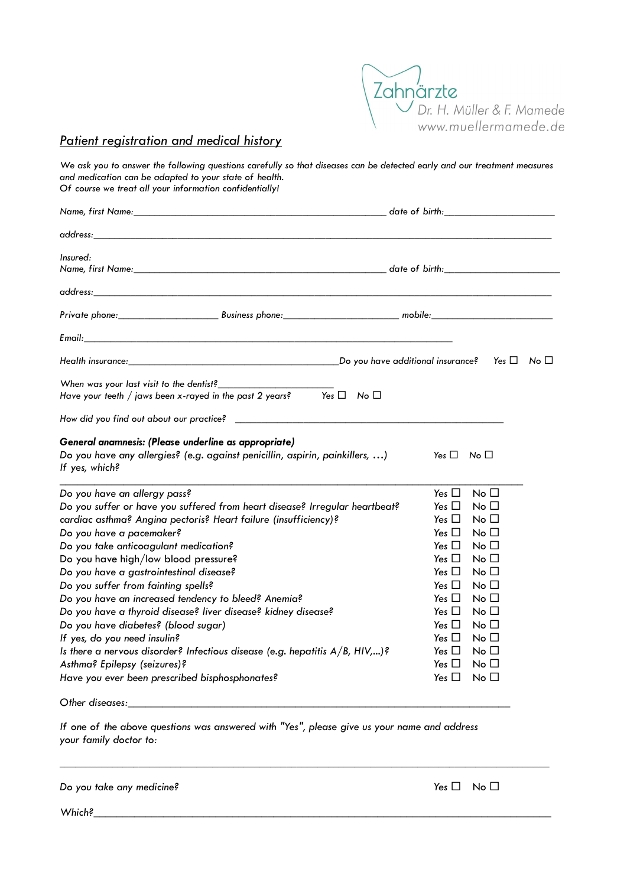Zahnärzte
Dr. H. Müller & F. Mamede
www.muellermamede.de

# *Patient registration and medical history*

*We ask you to answer the following questions carefully so that diseases can be detected early and our treatment measures and medication can be adapted to your state of health.*
*Of course we treat all your information confidentially!*

*Name, first Name:*_______________________________________________ *date of birth:*_____________________

*address:*_______________________________________________________________________________________

*Insured:*
*Name, first Name:*_______________________________________________ *date of birth:*_____________________

*address:*_______________________________________________________________________________________

*Private phone:*___________________ *Business phone:*______________________ *mobile:*_____________________

*Email:*_____________________________________________________________________

*Health insurance:*________________________________________ *Do you have additional insurance?* Yes ☐ No ☐

*When was your last visit to the dentist?*______________________
*Have your teeth / jaws been x-rayed in the past 2 years?* Yes ☐ No ☐

*How did you find out about our practice?* ___________________________________________________

***General anamnesis: (Please underline as appropriate)***

*Do you have any allergies? (e.g. against penicillin, aspirin, painkillers, …)* Yes ☐ No ☐
*If yes, which?*

_____________________________________________________________________________________

| | | |
|---|---|---|
| *Do you have an allergy pass?* | Yes ☐ | No ☐ |
| *Do you suffer or have you suffered from heart disease? Irregular heartbeat?* | Yes ☐ | No ☐ |
| *cardiac asthma? Angina pectoris? Heart failure (insufficiency)?* | Yes ☐ | No ☐ |
| *Do you have a pacemaker?* | Yes ☐ | No ☐ |
| *Do you take anticoagulant medication?* | Yes ☐ | No ☐ |
| *Do you have high/low blood pressure?* | Yes ☐ | No ☐ |
| *Do you have a gastrointestinal disease?* | Yes ☐ | No ☐ |
| *Do you suffer from fainting spells?* | Yes ☐ | No ☐ |
| *Do you have an increased tendency to bleed? Anemia?* | Yes ☐ | No ☐ |
| *Do you have a thyroid disease? liver disease? kidney disease?* | Yes ☐ | No ☐ |
| *Do you have diabetes? (blood sugar)* | Yes ☐ | No ☐ |
| *If yes, do you need insulin?* | Yes ☐ | No ☐ |
| *Is there a nervous disorder? Infectious disease (e.g. hepatitis A/B, HIV,...)?* | Yes ☐ | No ☐ |
| *Asthma? Epilepsy (seizures)?* | Yes ☐ | No ☐ |
| *Have you ever been prescribed bisphosphonates?* | Yes ☐ | No ☐ |

*Other diseases:*___________________________________________________________________

*If one of the above questions was answered with "Yes", please give us your name and address your family doctor to:*

_____________________________________________________________________________________

*Do you take any medicine?* Yes ☐ No ☐

*Which?*_________________________________________________________________________________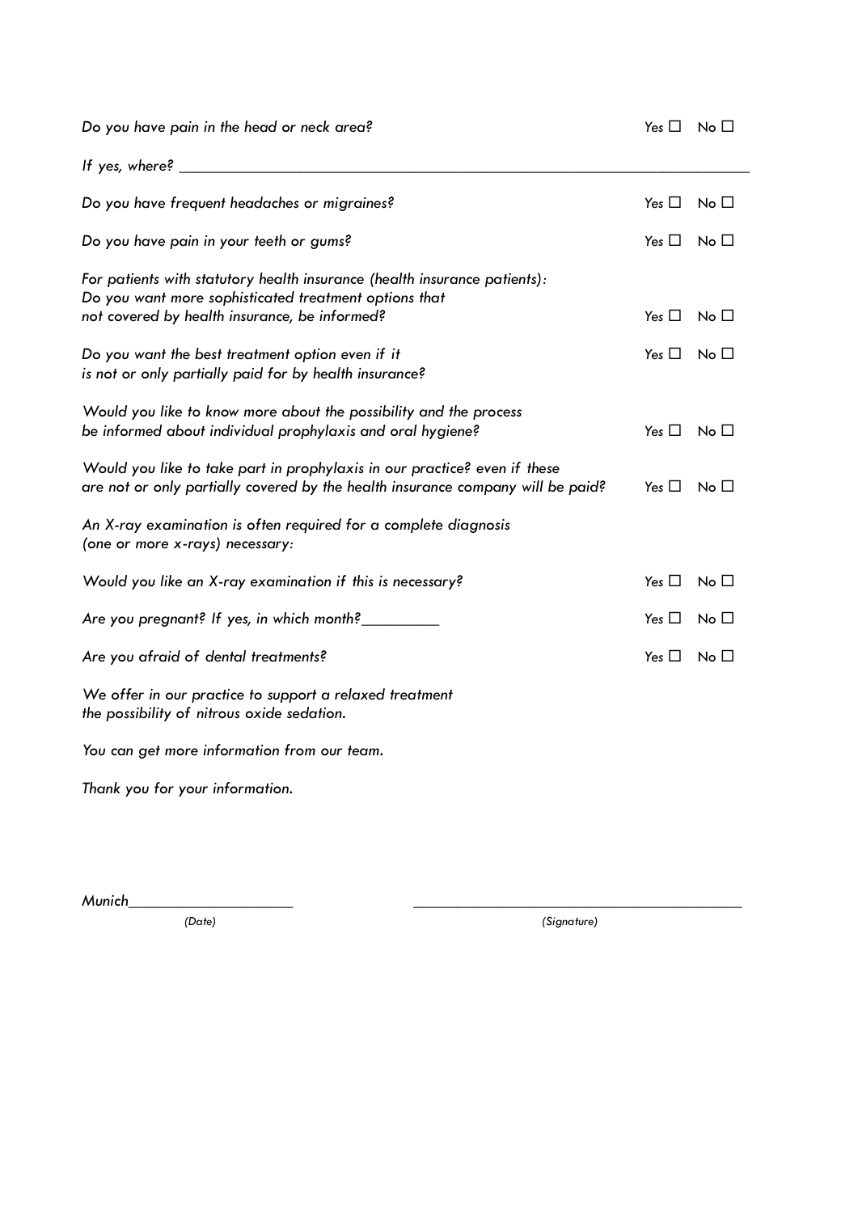*Do you have pain in the head or neck area?* Yes ☐ No ☐

*If yes, where?* ___________________________________________________________________________

*Do you have frequent headaches or migraines?* Yes ☐ No ☐

*Do you have pain in your teeth or gums?* Yes ☐ No ☐

*For patients with statutory health insurance (health insurance patients):*
*Do you want more sophisticated treatment options that*
*not covered by health insurance, be informed?* Yes ☐ No ☐

*Do you want the best treatment option even if it*
*is not or only partially paid for by health insurance?* Yes ☐ No ☐

*Would you like to know more about the possibility and the process*
*be informed about individual prophylaxis and oral hygiene?* Yes ☐ No ☐

*Would you like to take part in prophylaxis in our practice? even if these*
*are not or only partially covered by the health insurance company will be paid?* Yes ☐ No ☐

*An X-ray examination is often required for a complete diagnosis*
*(one or more x-rays) necessary:*

*Would you like an X-ray examination if this is necessary?* Yes ☐ No ☐

*Are you pregnant? If yes, in which month?*__________ Yes ☐ No ☐

*Are you afraid of dental treatments?* Yes ☐ No ☐

*We offer in our practice to support a relaxed treatment*
*the possibility of nitrous oxide sedation.*

*You can get more information from our team.*

*Thank you for your information.*

*Munich*____________________ __________________________________________

*(Date)* *(Signature)*